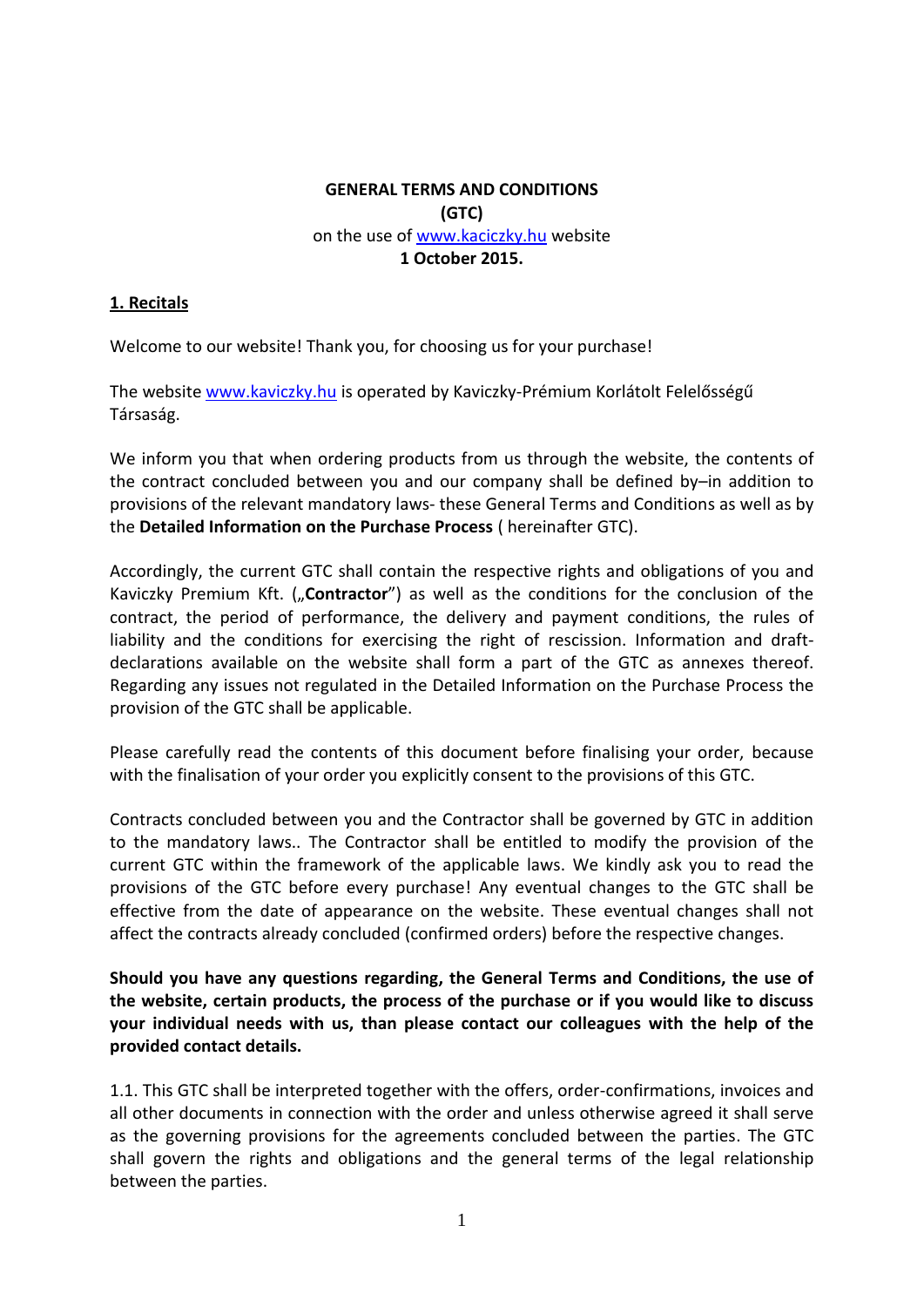**GENERAL TERMS AND CONDITIONS**
**(GTC)**
on the use of [www.kaciczky.hu](www.kaciczky.hu) website
**1 October 2015.**

## 1. Recitals

Welcome to our website! Thank you, for choosing us for your purchase!

The website [www.kaviczky.hu](www.kaviczky.hu) is operated by Kaviczky-Prémium Korlátolt Felelősségű Társaság.

We inform you that when ordering products from us through the website, the contents of the contract concluded between you and our company shall be defined by–in addition to provisions of the relevant mandatory laws- these General Terms and Conditions as well as by the **Detailed Information on the Purchase Process** ( hereinafter GTC).

Accordingly, the current GTC shall contain the respective rights and obligations of you and Kaviczky Premium Kft. („**Contractor**") as well as the conditions for the conclusion of the contract, the period of performance, the delivery and payment conditions, the rules of liability and the conditions for exercising the right of rescission. Information and draft-declarations available on the website shall form a part of the GTC as annexes thereof. Regarding any issues not regulated in the Detailed Information on the Purchase Process the provision of the GTC shall be applicable.

Please carefully read the contents of this document before finalising your order, because with the finalisation of your order you explicitly consent to the provisions of this GTC.

Contracts concluded between you and the Contractor shall be governed by GTC in addition to the mandatory laws.. The Contractor shall be entitled to modify the provision of the current GTC within the framework of the applicable laws. We kindly ask you to read the provisions of the GTC before every purchase! Any eventual changes to the GTC shall be effective from the date of appearance on the website. These eventual changes shall not affect the contracts already concluded (confirmed orders) before the respective changes.

**Should you have any questions regarding, the General Terms and Conditions, the use of the website, certain products, the process of the purchase or if you would like to discuss your individual needs with us, than please contact our colleagues with the help of the provided contact details.**

1.1. This GTC shall be interpreted together with the offers, order-confirmations, invoices and all other documents in connection with the order and unless otherwise agreed it shall serve as the governing provisions for the agreements concluded between the parties. The GTC shall govern the rights and obligations and the general terms of the legal relationship between the parties.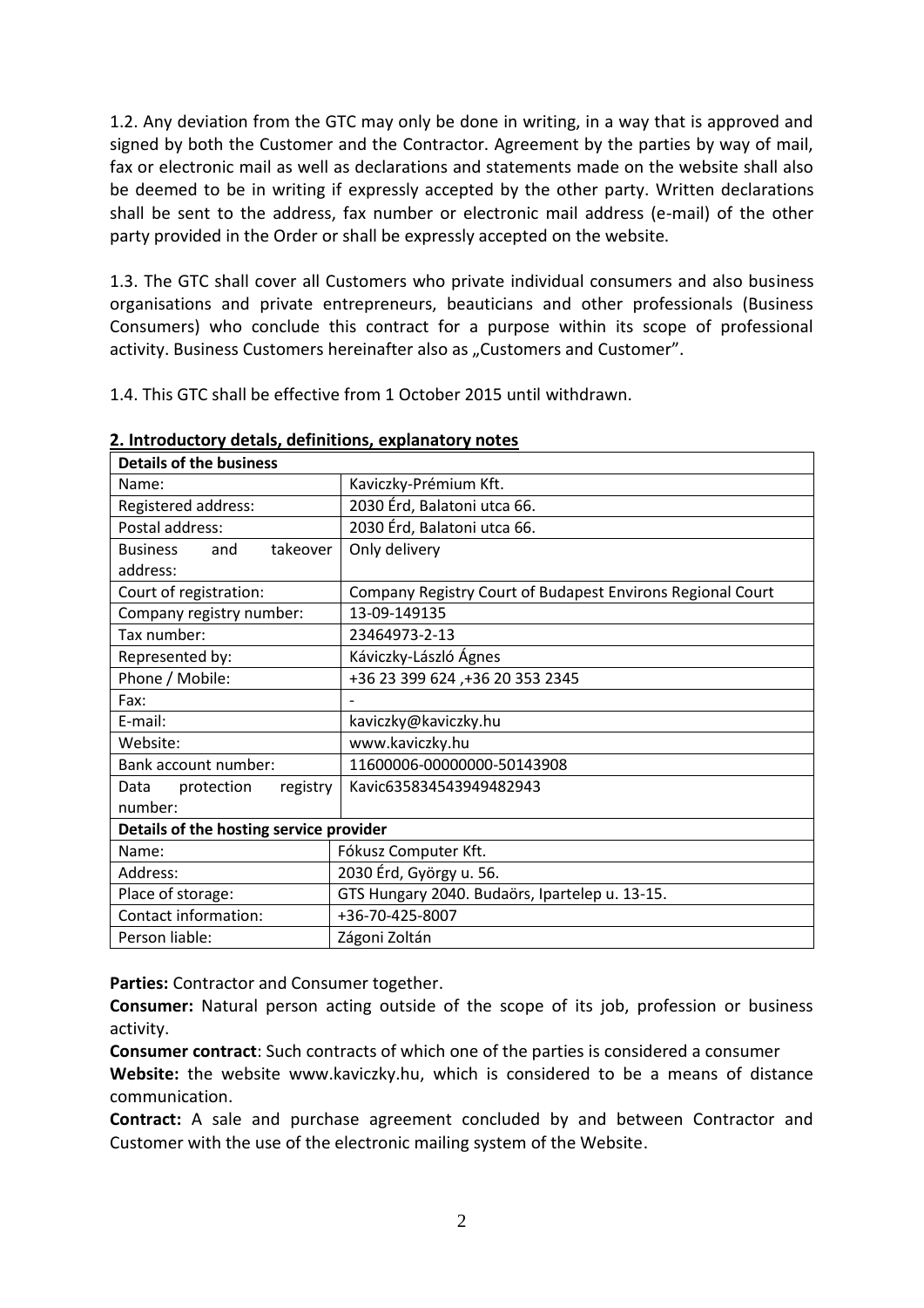1.2. Any deviation from the GTC may only be done in writing, in a way that is approved and signed by both the Customer and the Contractor. Agreement by the parties by way of mail, fax or electronic mail as well as declarations and statements made on the website shall also be deemed to be in writing if expressly accepted by the other party. Written declarations shall be sent to the address, fax number or electronic mail address (e-mail) of the other party provided in the Order or shall be expressly accepted on the website.

1.3. The GTC shall cover all Customers who private individual consumers and also business organisations and private entrepreneurs, beauticians and other professionals (Business Consumers) who conclude this contract for a purpose within its scope of professional activity. Business Customers hereinafter also as „Customers and Customer".

1.4. This GTC shall be effective from 1 October 2015 until withdrawn.

## 2. Introductory detals, definitions, explanatory notes

| **Details of the business** | |
|---|---|
| Name: | Kaviczky-Prémium Kft. |
| Registered address: | 2030 Érd, Balatoni utca 66. |
| Postal address: | 2030 Érd, Balatoni utca 66. |
| Business and takeover address: | Only delivery |
| Court of registration: | Company Registry Court of Budapest Environs Regional Court |
| Company registry number: | 13-09-149135 |
| Tax number: | 23464973-2-13 |
| Represented by: | Káviczky-László Ágnes |
| Phone / Mobile: | +36 23 399 624 ,+36 20 353 2345 |
| Fax: | - |
| E-mail: | kaviczky@kaviczky.hu |
| Website: | www.kaviczky.hu |
| Bank account number: | 11600006-00000000-50143908 |
| Data protection registry number: | Kavic635834543949482943 |
| **Details of the hosting service provider** | |
| Name: | Fókusz Computer Kft. |
| Address: | 2030 Érd, György u. 56. |
| Place of storage: | GTS Hungary 2040. Budaörs, Ipartelep u. 13-15. |
| Contact information: | +36-70-425-8007 |
| Person liable: | Zágoni Zoltán |

**Parties:** Contractor and Consumer together.

**Consumer:** Natural person acting outside of the scope of its job, profession or business activity.

**Consumer contract**: Such contracts of which one of the parties is considered a consumer

**Website:** the website www.kaviczky.hu, which is considered to be a means of distance communication.

**Contract:** A sale and purchase agreement concluded by and between Contractor and Customer with the use of the electronic mailing system of the Website.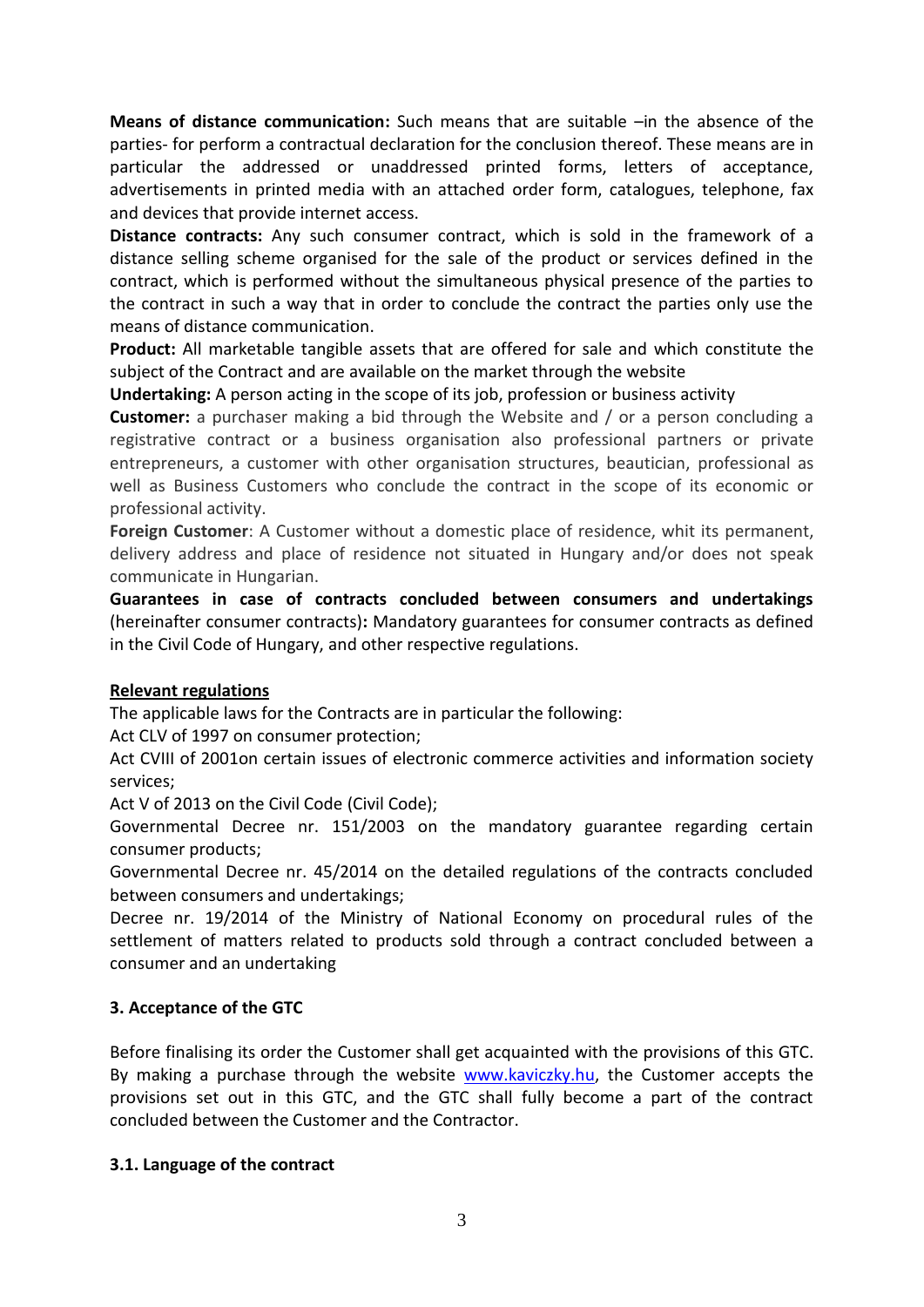**Means of distance communication:** Such means that are suitable –in the absence of the parties- for perform a contractual declaration for the conclusion thereof. These means are in particular the addressed or unaddressed printed forms, letters of acceptance, advertisements in printed media with an attached order form, catalogues, telephone, fax and devices that provide internet access.

**Distance contracts:** Any such consumer contract, which is sold in the framework of a distance selling scheme organised for the sale of the product or services defined in the contract, which is performed without the simultaneous physical presence of the parties to the contract in such a way that in order to conclude the contract the parties only use the means of distance communication.

**Product:** All marketable tangible assets that are offered for sale and which constitute the subject of the Contract and are available on the market through the website

**Undertaking:** A person acting in the scope of its job, profession or business activity

**Customer:** a purchaser making a bid through the Website and / or a person concluding a registrative contract or a business organisation also professional partners or private entrepreneurs, a customer with other organisation structures, beautician, professional as well as Business Customers who conclude the contract in the scope of its economic or professional activity.

**Foreign Customer**: A Customer without a domestic place of residence, whit its permanent, delivery address and place of residence not situated in Hungary and/or does not speak communicate in Hungarian.

**Guarantees in case of contracts concluded between consumers and undertakings** (hereinafter consumer contracts)**:** Mandatory guarantees for consumer contracts as defined in the Civil Code of Hungary, and other respective regulations.

**Relevant regulations**

The applicable laws for the Contracts are in particular the following:

Act CLV of 1997 on consumer protection;

Act CVIII of 2001on certain issues of electronic commerce activities and information society services;

Act V of 2013 on the Civil Code (Civil Code);

Governmental Decree nr. 151/2003 on the mandatory guarantee regarding certain consumer products;

Governmental Decree nr. 45/2014 on the detailed regulations of the contracts concluded between consumers and undertakings;

Decree nr. 19/2014 of the Ministry of National Economy on procedural rules of the settlement of matters related to products sold through a contract concluded between a consumer and an undertaking

### 3. Acceptance of the GTC

Before finalising its order the Customer shall get acquainted with the provisions of this GTC. By making a purchase through the website www.kaviczky.hu, the Customer accepts the provisions set out in this GTC, and the GTC shall fully become a part of the contract concluded between the Customer and the Contractor.

#### 3.1. Language of the contract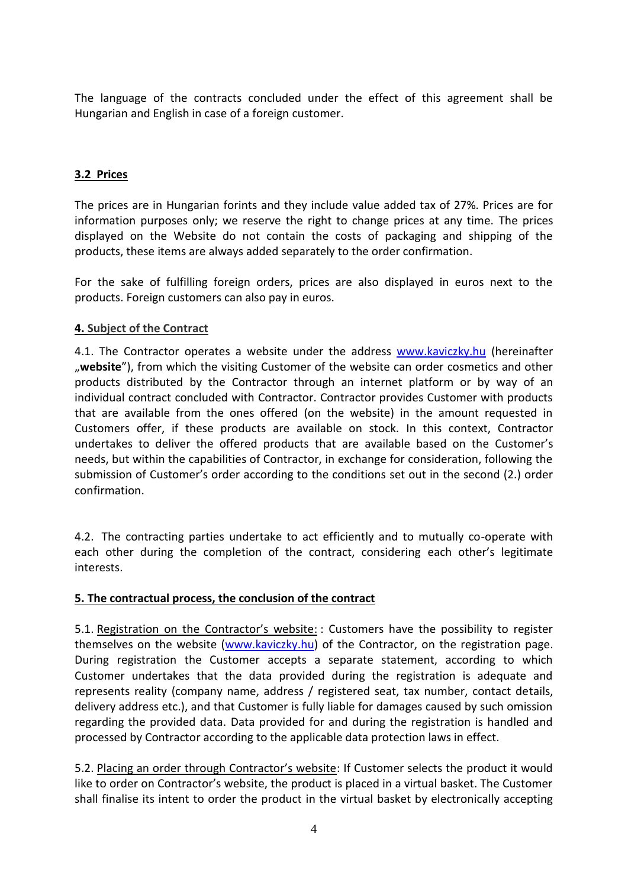The language of the contracts concluded under the effect of this agreement shall be Hungarian and English in case of a foreign customer.

### 3.2 Prices

The prices are in Hungarian forints and they include value added tax of 27%. Prices are for information purposes only; we reserve the right to change prices at any time. The prices displayed on the Website do not contain the costs of packaging and shipping of the products, these items are always added separately to the order confirmation.

For the sake of fulfilling foreign orders, prices are also displayed in euros next to the products. Foreign customers can also pay in euros.

## 4. Subject of the Contract

4.1. The Contractor operates a website under the address www.kaviczky.hu (hereinafter „**website**"), from which the visiting Customer of the website can order cosmetics and other products distributed by the Contractor through an internet platform or by way of an individual contract concluded with Contractor. Contractor provides Customer with products that are available from the ones offered (on the website) in the amount requested in Customers offer, if these products are available on stock. In this context, Contractor undertakes to deliver the offered products that are available based on the Customer's needs, but within the capabilities of Contractor, in exchange for consideration, following the submission of Customer's order according to the conditions set out in the second (2.) order confirmation.

4.2. The contracting parties undertake to act efficiently and to mutually co-operate with each other during the completion of the contract, considering each other's legitimate interests.

## 5. The contractual process, the conclusion of the contract

5.1. Registration on the Contractor's website: : Customers have the possibility to register themselves on the website (www.kaviczky.hu) of the Contractor, on the registration page. During registration the Customer accepts a separate statement, according to which Customer undertakes that the data provided during the registration is adequate and represents reality (company name, address / registered seat, tax number, contact details, delivery address etc.), and that Customer is fully liable for damages caused by such omission regarding the provided data. Data provided for and during the registration is handled and processed by Contractor according to the applicable data protection laws in effect.

5.2. Placing an order through Contractor's website: If Customer selects the product it would like to order on Contractor's website, the product is placed in a virtual basket. The Customer shall finalise its intent to order the product in the virtual basket by electronically accepting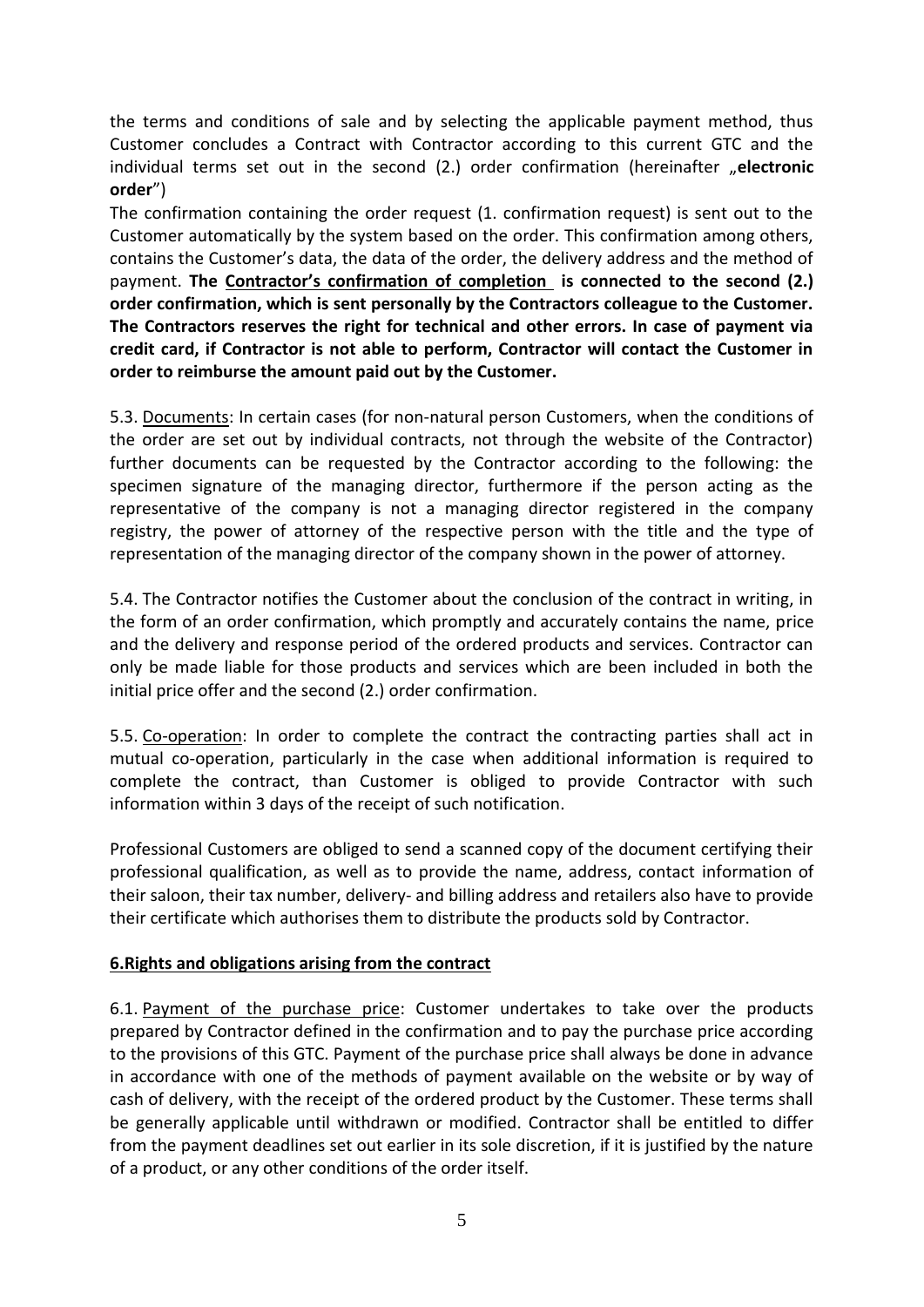the terms and conditions of sale and by selecting the applicable payment method, thus Customer concludes a Contract with Contractor according to this current GTC and the individual terms set out in the second (2.) order confirmation (hereinafter „**electronic order**")

The confirmation containing the order request (1. confirmation request) is sent out to the Customer automatically by the system based on the order. This confirmation among others, contains the Customer's data, the data of the order, the delivery address and the method of payment. **The Contractor's confirmation of completion is connected to the second (2.) order confirmation, which is sent personally by the Contractors colleague to the Customer. The Contractors reserves the right for technical and other errors. In case of payment via credit card, if Contractor is not able to perform, Contractor will contact the Customer in order to reimburse the amount paid out by the Customer.**

5.3. Documents: In certain cases (for non-natural person Customers, when the conditions of the order are set out by individual contracts, not through the website of the Contractor) further documents can be requested by the Contractor according to the following: the specimen signature of the managing director, furthermore if the person acting as the representative of the company is not a managing director registered in the company registry, the power of attorney of the respective person with the title and the type of representation of the managing director of the company shown in the power of attorney.

5.4. The Contractor notifies the Customer about the conclusion of the contract in writing, in the form of an order confirmation, which promptly and accurately contains the name, price and the delivery and response period of the ordered products and services. Contractor can only be made liable for those products and services which are been included in both the initial price offer and the second (2.) order confirmation.

5.5. Co-operation: In order to complete the contract the contracting parties shall act in mutual co-operation, particularly in the case when additional information is required to complete the contract, than Customer is obliged to provide Contractor with such information within 3 days of the receipt of such notification.

Professional Customers are obliged to send a scanned copy of the document certifying their professional qualification, as well as to provide the name, address, contact information of their saloon, their tax number, delivery- and billing address and retailers also have to provide their certificate which authorises them to distribute the products sold by Contractor.

## 6.Rights and obligations arising from the contract

6.1. Payment of the purchase price: Customer undertakes to take over the products prepared by Contractor defined in the confirmation and to pay the purchase price according to the provisions of this GTC. Payment of the purchase price shall always be done in advance in accordance with one of the methods of payment available on the website or by way of cash of delivery, with the receipt of the ordered product by the Customer. These terms shall be generally applicable until withdrawn or modified. Contractor shall be entitled to differ from the payment deadlines set out earlier in its sole discretion, if it is justified by the nature of a product, or any other conditions of the order itself.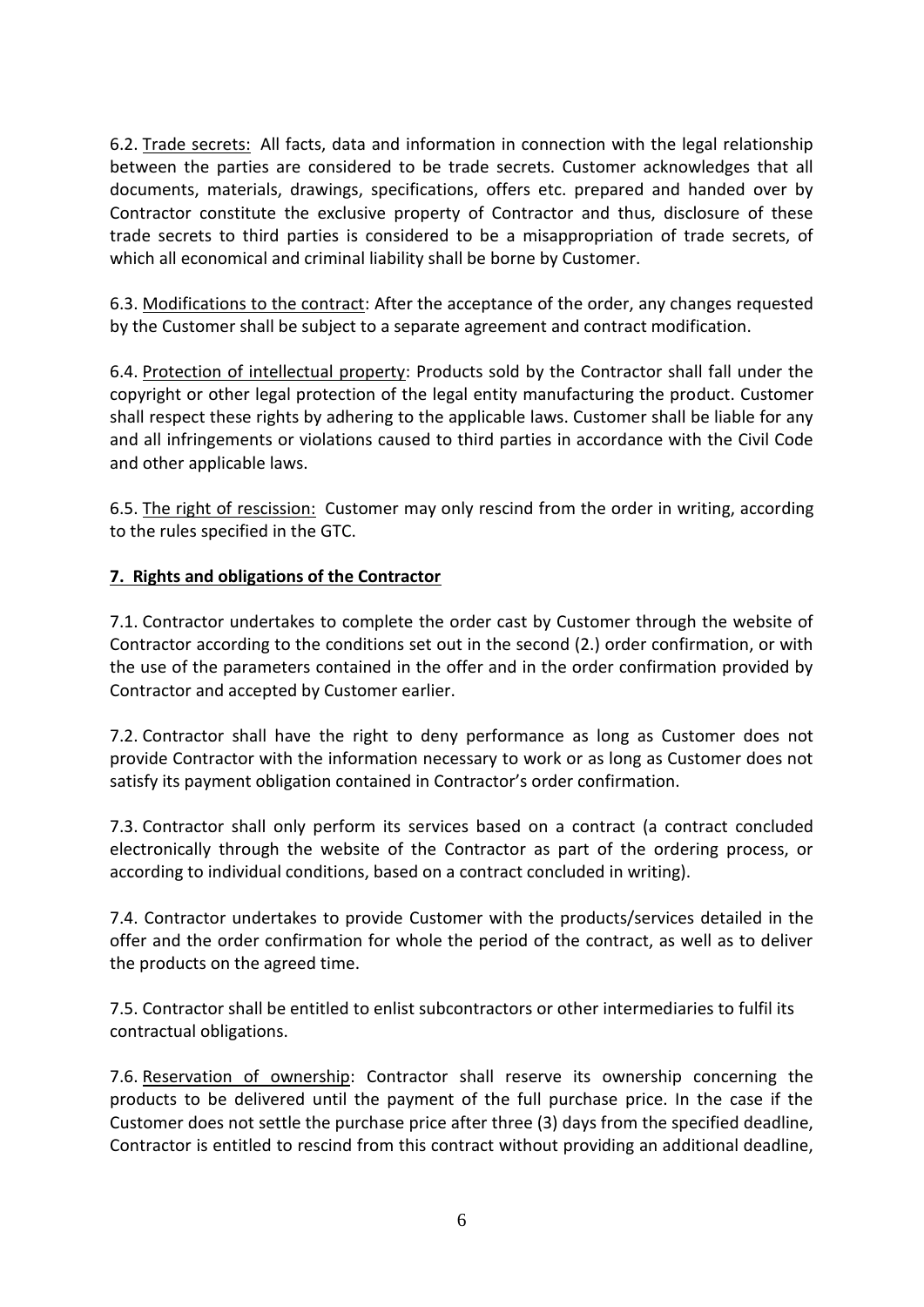6.2. Trade secrets: All facts, data and information in connection with the legal relationship between the parties are considered to be trade secrets. Customer acknowledges that all documents, materials, drawings, specifications, offers etc. prepared and handed over by Contractor constitute the exclusive property of Contractor and thus, disclosure of these trade secrets to third parties is considered to be a misappropriation of trade secrets, of which all economical and criminal liability shall be borne by Customer.

6.3. Modifications to the contract: After the acceptance of the order, any changes requested by the Customer shall be subject to a separate agreement and contract modification.

6.4. Protection of intellectual property: Products sold by the Contractor shall fall under the copyright or other legal protection of the legal entity manufacturing the product. Customer shall respect these rights by adhering to the applicable laws. Customer shall be liable for any and all infringements or violations caused to third parties in accordance with the Civil Code and other applicable laws.

6.5. The right of rescission: Customer may only rescind from the order in writing, according to the rules specified in the GTC.

## 7. Rights and obligations of the Contractor

7.1. Contractor undertakes to complete the order cast by Customer through the website of Contractor according to the conditions set out in the second (2.) order confirmation, or with the use of the parameters contained in the offer and in the order confirmation provided by Contractor and accepted by Customer earlier.

7.2. Contractor shall have the right to deny performance as long as Customer does not provide Contractor with the information necessary to work or as long as Customer does not satisfy its payment obligation contained in Contractor's order confirmation.

7.3. Contractor shall only perform its services based on a contract (a contract concluded electronically through the website of the Contractor as part of the ordering process, or according to individual conditions, based on a contract concluded in writing).

7.4. Contractor undertakes to provide Customer with the products/services detailed in the offer and the order confirmation for whole the period of the contract, as well as to deliver the products on the agreed time.

7.5. Contractor shall be entitled to enlist subcontractors or other intermediaries to fulfil its contractual obligations.

7.6. Reservation of ownership: Contractor shall reserve its ownership concerning the products to be delivered until the payment of the full purchase price. In the case if the Customer does not settle the purchase price after three (3) days from the specified deadline, Contractor is entitled to rescind from this contract without providing an additional deadline,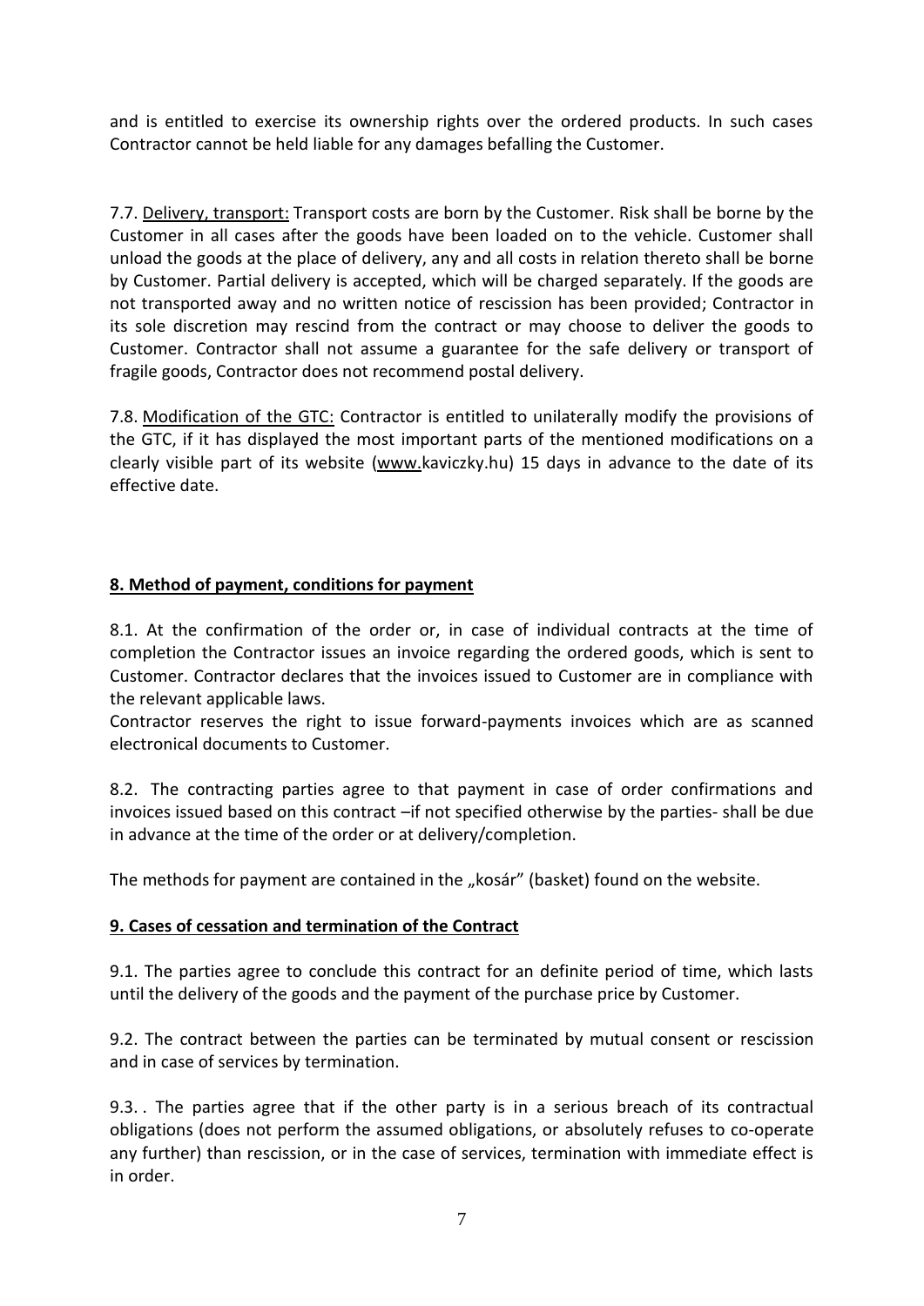and is entitled to exercise its ownership rights over the ordered products. In such cases Contractor cannot be held liable for any damages befalling the Customer.

7.7. <u>Delivery, transport:</u> Transport costs are born by the Customer. Risk shall be borne by the Customer in all cases after the goods have been loaded on to the vehicle. Customer shall unload the goods at the place of delivery, any and all costs in relation thereto shall be borne by Customer. Partial delivery is accepted, which will be charged separately. If the goods are not transported away and no written notice of rescission has been provided; Contractor in its sole discretion may rescind from the contract or may choose to deliver the goods to Customer. Contractor shall not assume a guarantee for the safe delivery or transport of fragile goods, Contractor does not recommend postal delivery.

7.8. <u>Modification of the GTC:</u> Contractor is entitled to unilaterally modify the provisions of the GTC, if it has displayed the most important parts of the mentioned modifications on a clearly visible part of its website (www.kaviczky.hu) 15 days in advance to the date of its effective date.

## 8. Method of payment, conditions for payment

8.1. At the confirmation of the order or, in case of individual contracts at the time of completion the Contractor issues an invoice regarding the ordered goods, which is sent to Customer. Contractor declares that the invoices issued to Customer are in compliance with the relevant applicable laws.

Contractor reserves the right to issue forward-payments invoices which are as scanned electronical documents to Customer.

8.2. The contracting parties agree to that payment in case of order confirmations and invoices issued based on this contract –if not specified otherwise by the parties- shall be due in advance at the time of the order or at delivery/completion.

The methods for payment are contained in the „kosár" (basket) found on the website.

## 9. Cases of cessation and termination of the Contract

9.1. The parties agree to conclude this contract for an definite period of time, which lasts until the delivery of the goods and the payment of the purchase price by Customer.

9.2. The contract between the parties can be terminated by mutual consent or rescission and in case of services by termination.

9.3. . The parties agree that if the other party is in a serious breach of its contractual obligations (does not perform the assumed obligations, or absolutely refuses to co-operate any further) than rescission, or in the case of services, termination with immediate effect is in order.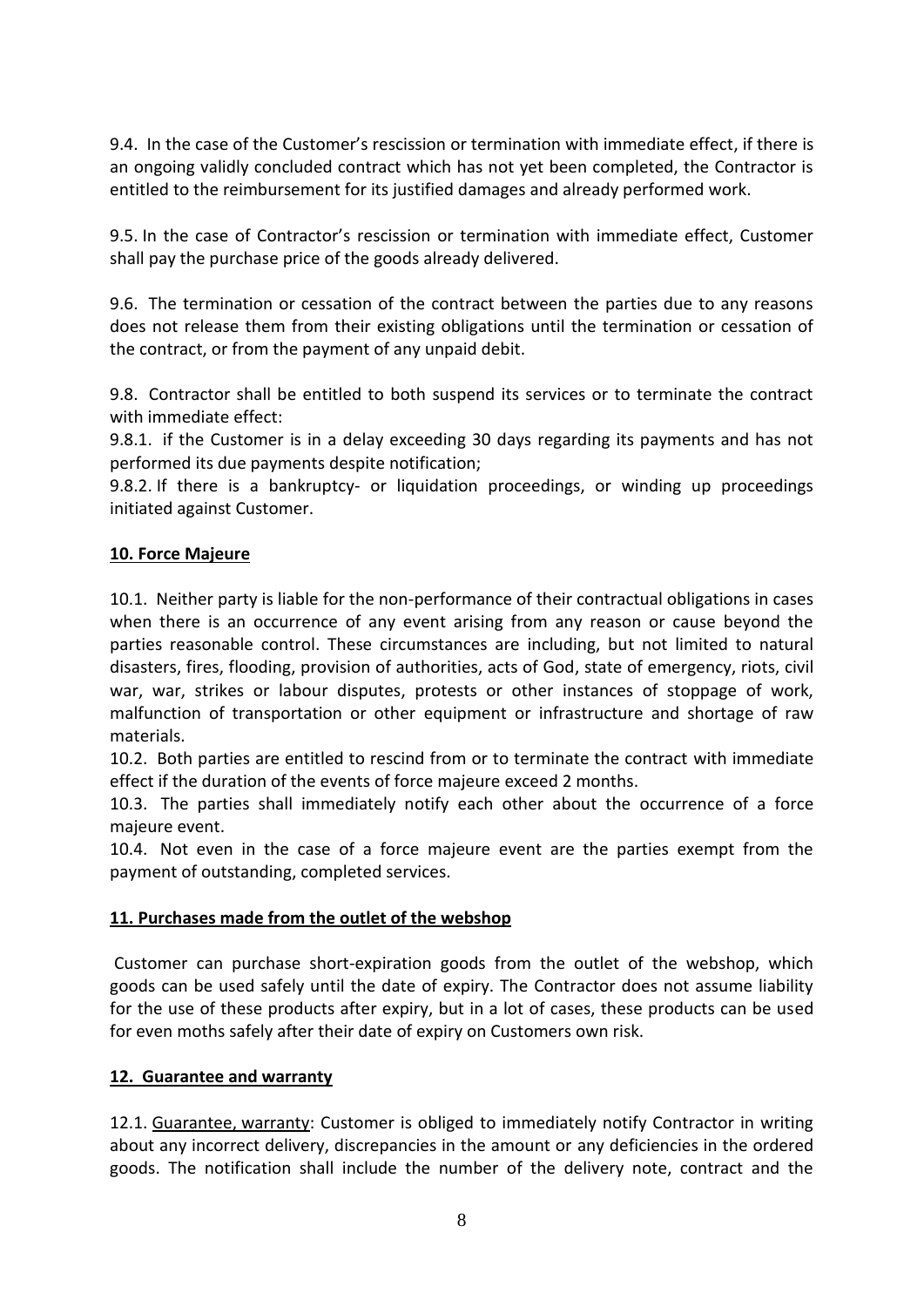9.4. In the case of the Customer's rescission or termination with immediate effect, if there is an ongoing validly concluded contract which has not yet been completed, the Contractor is entitled to the reimbursement for its justified damages and already performed work.

9.5. In the case of Contractor's rescission or termination with immediate effect, Customer shall pay the purchase price of the goods already delivered.

9.6. The termination or cessation of the contract between the parties due to any reasons does not release them from their existing obligations until the termination or cessation of the contract, or from the payment of any unpaid debit.

9.8. Contractor shall be entitled to both suspend its services or to terminate the contract with immediate effect:

9.8.1. if the Customer is in a delay exceeding 30 days regarding its payments and has not performed its due payments despite notification;

9.8.2. If there is a bankruptcy- or liquidation proceedings, or winding up proceedings initiated against Customer.

## <u>10. Force Majeure</u>

10.1. Neither party is liable for the non-performance of their contractual obligations in cases when there is an occurrence of any event arising from any reason or cause beyond the parties reasonable control. These circumstances are including, but not limited to natural disasters, fires, flooding, provision of authorities, acts of God, state of emergency, riots, civil war, war, strikes or labour disputes, protests or other instances of stoppage of work, malfunction of transportation or other equipment or infrastructure and shortage of raw materials.

10.2. Both parties are entitled to rescind from or to terminate the contract with immediate effect if the duration of the events of force majeure exceed 2 months.

10.3. The parties shall immediately notify each other about the occurrence of a force majeure event.

10.4. Not even in the case of a force majeure event are the parties exempt from the payment of outstanding, completed services.

## <u>11. Purchases made from the outlet of the webshop</u>

Customer can purchase short-expiration goods from the outlet of the webshop, which goods can be used safely until the date of expiry. The Contractor does not assume liability for the use of these products after expiry, but in a lot of cases, these products can be used for even moths safely after their date of expiry on Customers own risk.

## <u>12. Guarantee and warranty</u>

12.1. <u>Guarantee, warranty</u>: Customer is obliged to immediately notify Contractor in writing about any incorrect delivery, discrepancies in the amount or any deficiencies in the ordered goods. The notification shall include the number of the delivery note, contract and the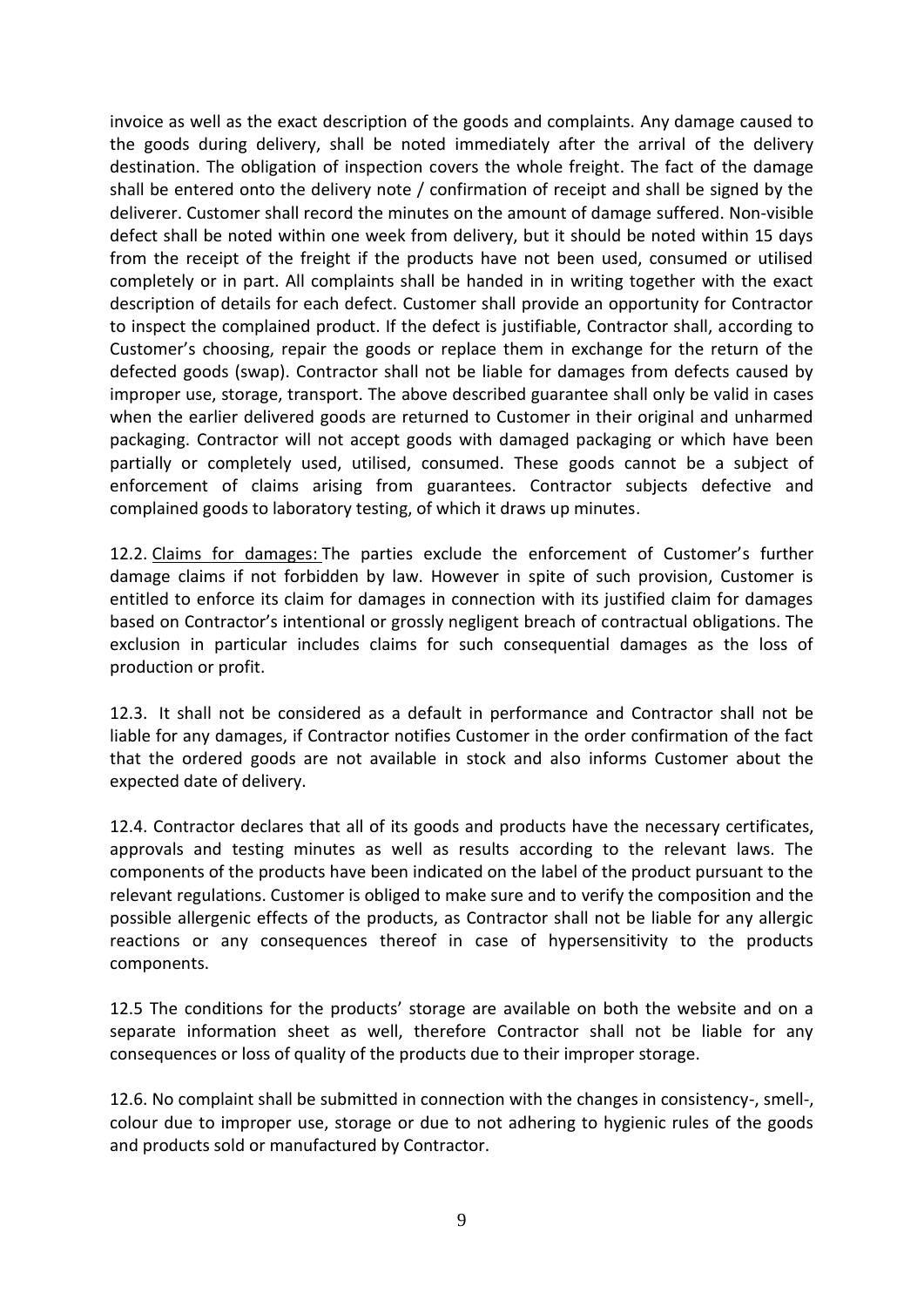invoice as well as the exact description of the goods and complaints. Any damage caused to the goods during delivery, shall be noted immediately after the arrival of the delivery destination. The obligation of inspection covers the whole freight. The fact of the damage shall be entered onto the delivery note / confirmation of receipt and shall be signed by the deliverer. Customer shall record the minutes on the amount of damage suffered. Non-visible defect shall be noted within one week from delivery, but it should be noted within 15 days from the receipt of the freight if the products have not been used, consumed or utilised completely or in part. All complaints shall be handed in in writing together with the exact description of details for each defect. Customer shall provide an opportunity for Contractor to inspect the complained product. If the defect is justifiable, Contractor shall, according to Customer's choosing, repair the goods or replace them in exchange for the return of the defected goods (swap). Contractor shall not be liable for damages from defects caused by improper use, storage, transport. The above described guarantee shall only be valid in cases when the earlier delivered goods are returned to Customer in their original and unharmed packaging. Contractor will not accept goods with damaged packaging or which have been partially or completely used, utilised, consumed. These goods cannot be a subject of enforcement of claims arising from guarantees. Contractor subjects defective and complained goods to laboratory testing, of which it draws up minutes.

12.2. Claims for damages: The parties exclude the enforcement of Customer's further damage claims if not forbidden by law. However in spite of such provision, Customer is entitled to enforce its claim for damages in connection with its justified claim for damages based on Contractor's intentional or grossly negligent breach of contractual obligations. The exclusion in particular includes claims for such consequential damages as the loss of production or profit.

12.3. It shall not be considered as a default in performance and Contractor shall not be liable for any damages, if Contractor notifies Customer in the order confirmation of the fact that the ordered goods are not available in stock and also informs Customer about the expected date of delivery.

12.4. Contractor declares that all of its goods and products have the necessary certificates, approvals and testing minutes as well as results according to the relevant laws. The components of the products have been indicated on the label of the product pursuant to the relevant regulations. Customer is obliged to make sure and to verify the composition and the possible allergenic effects of the products, as Contractor shall not be liable for any allergic reactions or any consequences thereof in case of hypersensitivity to the products components.

12.5 The conditions for the products' storage are available on both the website and on a separate information sheet as well, therefore Contractor shall not be liable for any consequences or loss of quality of the products due to their improper storage.

12.6. No complaint shall be submitted in connection with the changes in consistency-, smell-, colour due to improper use, storage or due to not adhering to hygienic rules of the goods and products sold or manufactured by Contractor.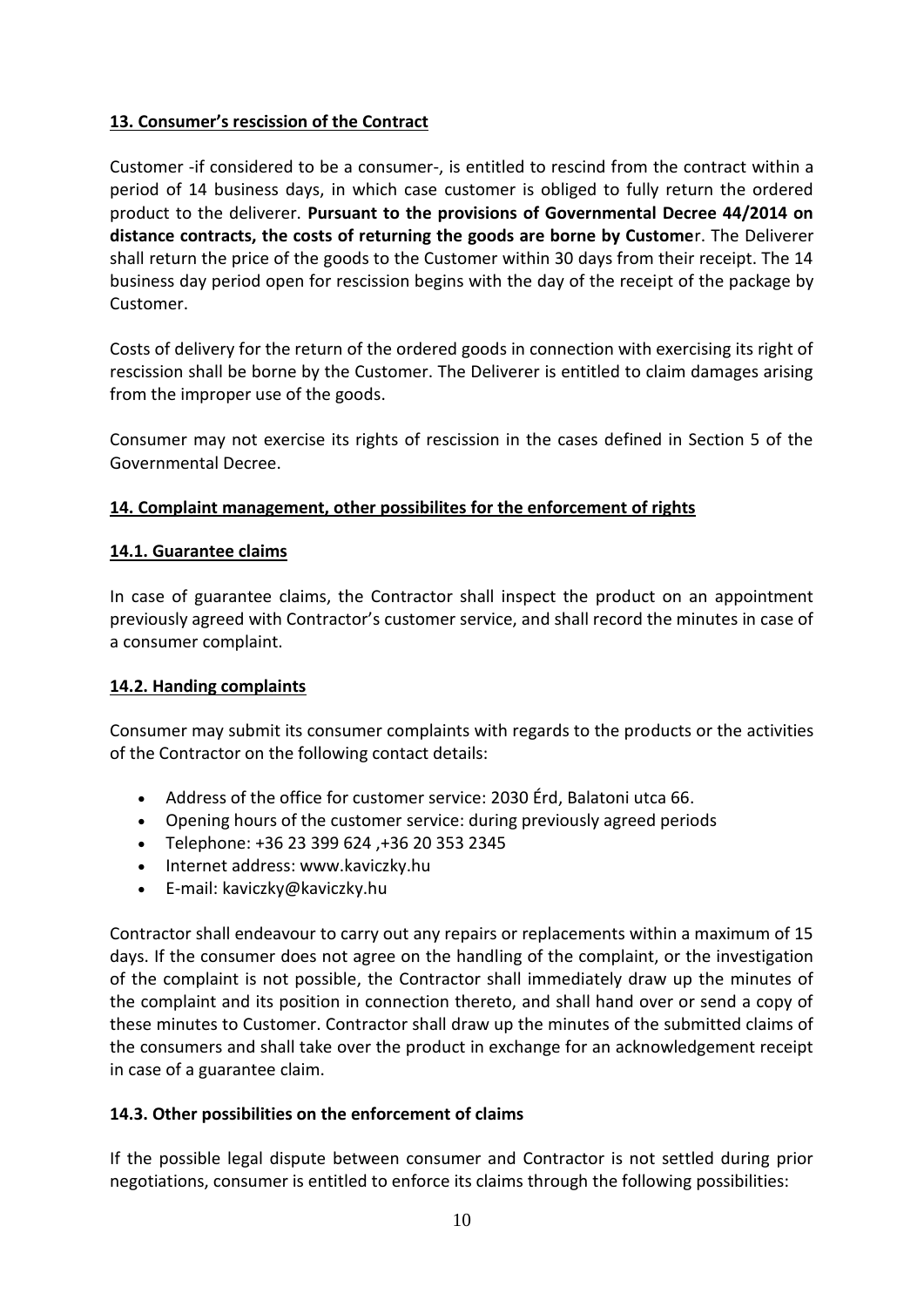## 13. Consumer's rescission of the Contract

Customer -if considered to be a consumer-, is entitled to rescind from the contract within a period of 14 business days, in which case customer is obliged to fully return the ordered product to the deliverer. **Pursuant to the provisions of Governmental Decree 44/2014 on distance contracts, the costs of returning the goods are borne by Custome**r. The Deliverer shall return the price of the goods to the Customer within 30 days from their receipt. The 14 business day period open for rescission begins with the day of the receipt of the package by Customer.

Costs of delivery for the return of the ordered goods in connection with exercising its right of rescission shall be borne by the Customer. The Deliverer is entitled to claim damages arising from the improper use of the goods.

Consumer may not exercise its rights of rescission in the cases defined in Section 5 of the Governmental Decree.

## 14. Complaint management, other possibilites for the enforcement of rights

### 14.1. Guarantee claims

In case of guarantee claims, the Contractor shall inspect the product on an appointment previously agreed with Contractor's customer service, and shall record the minutes in case of a consumer complaint.

### 14.2. Handing complaints

Consumer may submit its consumer complaints with regards to the products or the activities of the Contractor on the following contact details:

- Address of the office for customer service: 2030 Érd, Balatoni utca 66.
- Opening hours of the customer service: during previously agreed periods
- Telephone: +36 23 399 624 ,+36 20 353 2345
- Internet address: www.kaviczky.hu
- E-mail: kaviczky@kaviczky.hu

Contractor shall endeavour to carry out any repairs or replacements within a maximum of 15 days. If the consumer does not agree on the handling of the complaint, or the investigation of the complaint is not possible, the Contractor shall immediately draw up the minutes of the complaint and its position in connection thereto, and shall hand over or send a copy of these minutes to Customer. Contractor shall draw up the minutes of the submitted claims of the consumers and shall take over the product in exchange for an acknowledgement receipt in case of a guarantee claim.

### 14.3. Other possibilities on the enforcement of claims

If the possible legal dispute between consumer and Contractor is not settled during prior negotiations, consumer is entitled to enforce its claims through the following possibilities: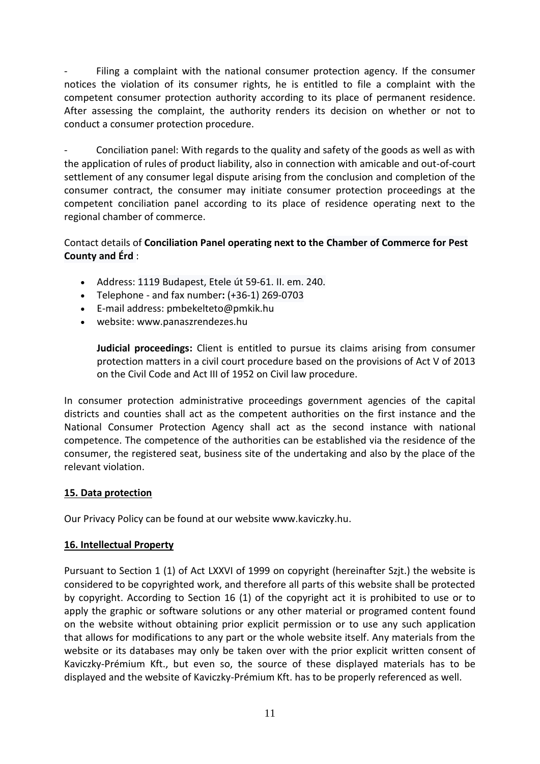- Filing a complaint with the national consumer protection agency. If the consumer notices the violation of its consumer rights, he is entitled to file a complaint with the competent consumer protection authority according to its place of permanent residence. After assessing the complaint, the authority renders its decision on whether or not to conduct a consumer protection procedure.

- Conciliation panel: With regards to the quality and safety of the goods as well as with the application of rules of product liability, also in connection with amicable and out-of-court settlement of any consumer legal dispute arising from the conclusion and completion of the consumer contract, the consumer may initiate consumer protection proceedings at the competent conciliation panel according to its place of residence operating next to the regional chamber of commerce.

Contact details of **Conciliation Panel operating next to the Chamber of Commerce for Pest County and Érd** :

- Address: 1119 Budapest, Etele út 59-61. II. em. 240.
- Telephone - and fax number**:** (+36-1) 269-0703
- E-mail address: pmbekelteto@pmkik.hu
- website: www.panaszrendezes.hu

  **Judicial proceedings:** Client is entitled to pursue its claims arising from consumer protection matters in a civil court procedure based on the provisions of Act V of 2013 on the Civil Code and Act III of 1952 on Civil law procedure.

In consumer protection administrative proceedings government agencies of the capital districts and counties shall act as the competent authorities on the first instance and the National Consumer Protection Agency shall act as the second instance with national competence. The competence of the authorities can be established via the residence of the consumer, the registered seat, business site of the undertaking and also by the place of the relevant violation.

## 15. Data protection

Our Privacy Policy can be found at our website www.kaviczky.hu.

## 16. Intellectual Property

Pursuant to Section 1 (1) of Act LXXVI of 1999 on copyright (hereinafter Szjt.) the website is considered to be copyrighted work, and therefore all parts of this website shall be protected by copyright. According to Section 16 (1) of the copyright act it is prohibited to use or to apply the graphic or software solutions or any other material or programed content found on the website without obtaining prior explicit permission or to use any such application that allows for modifications to any part or the whole website itself. Any materials from the website or its databases may only be taken over with the prior explicit written consent of Kaviczky-Prémium Kft., but even so, the source of these displayed materials has to be displayed and the website of Kaviczky-Prémium Kft. has to be properly referenced as well.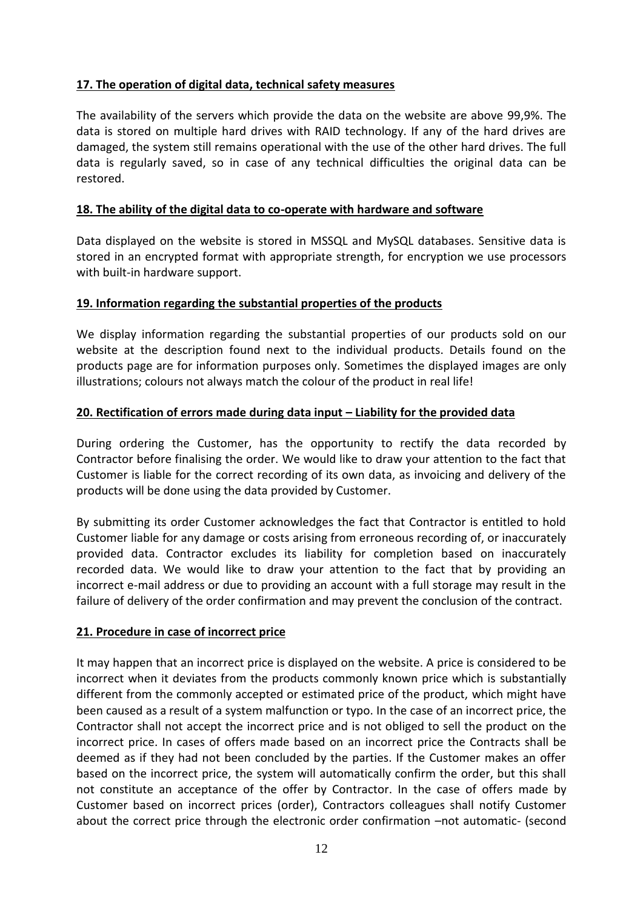**17. The operation of digital data, technical safety measures**

The availability of the servers which provide the data on the website are above 99,9%. The data is stored on multiple hard drives with RAID technology. If any of the hard drives are damaged, the system still remains operational with the use of the other hard drives. The full data is regularly saved, so in case of any technical difficulties the original data can be restored.

**18. The ability of the digital data to co-operate with hardware and software**

Data displayed on the website is stored in MSSQL and MySQL databases. Sensitive data is stored in an encrypted format with appropriate strength, for encryption we use processors with built-in hardware support.

**19. Information regarding the substantial properties of the products**

We display information regarding the substantial properties of our products sold on our website at the description found next to the individual products. Details found on the products page are for information purposes only. Sometimes the displayed images are only illustrations; colours not always match the colour of the product in real life!

**20. Rectification of errors made during data input – Liability for the provided data**

During ordering the Customer, has the opportunity to rectify the data recorded by Contractor before finalising the order. We would like to draw your attention to the fact that Customer is liable for the correct recording of its own data, as invoicing and delivery of the products will be done using the data provided by Customer.

By submitting its order Customer acknowledges the fact that Contractor is entitled to hold Customer liable for any damage or costs arising from erroneous recording of, or inaccurately provided data. Contractor excludes its liability for completion based on inaccurately recorded data. We would like to draw your attention to the fact that by providing an incorrect e-mail address or due to providing an account with a full storage may result in the failure of delivery of the order confirmation and may prevent the conclusion of the contract.

**21. Procedure in case of incorrect price**

It may happen that an incorrect price is displayed on the website. A price is considered to be incorrect when it deviates from the products commonly known price which is substantially different from the commonly accepted or estimated price of the product, which might have been caused as a result of a system malfunction or typo. In the case of an incorrect price, the Contractor shall not accept the incorrect price and is not obliged to sell the product on the incorrect price. In cases of offers made based on an incorrect price the Contracts shall be deemed as if they had not been concluded by the parties. If the Customer makes an offer based on the incorrect price, the system will automatically confirm the order, but this shall not constitute an acceptance of the offer by Contractor. In the case of offers made by Customer based on incorrect prices (order), Contractors colleagues shall notify Customer about the correct price through the electronic order confirmation –not automatic- (second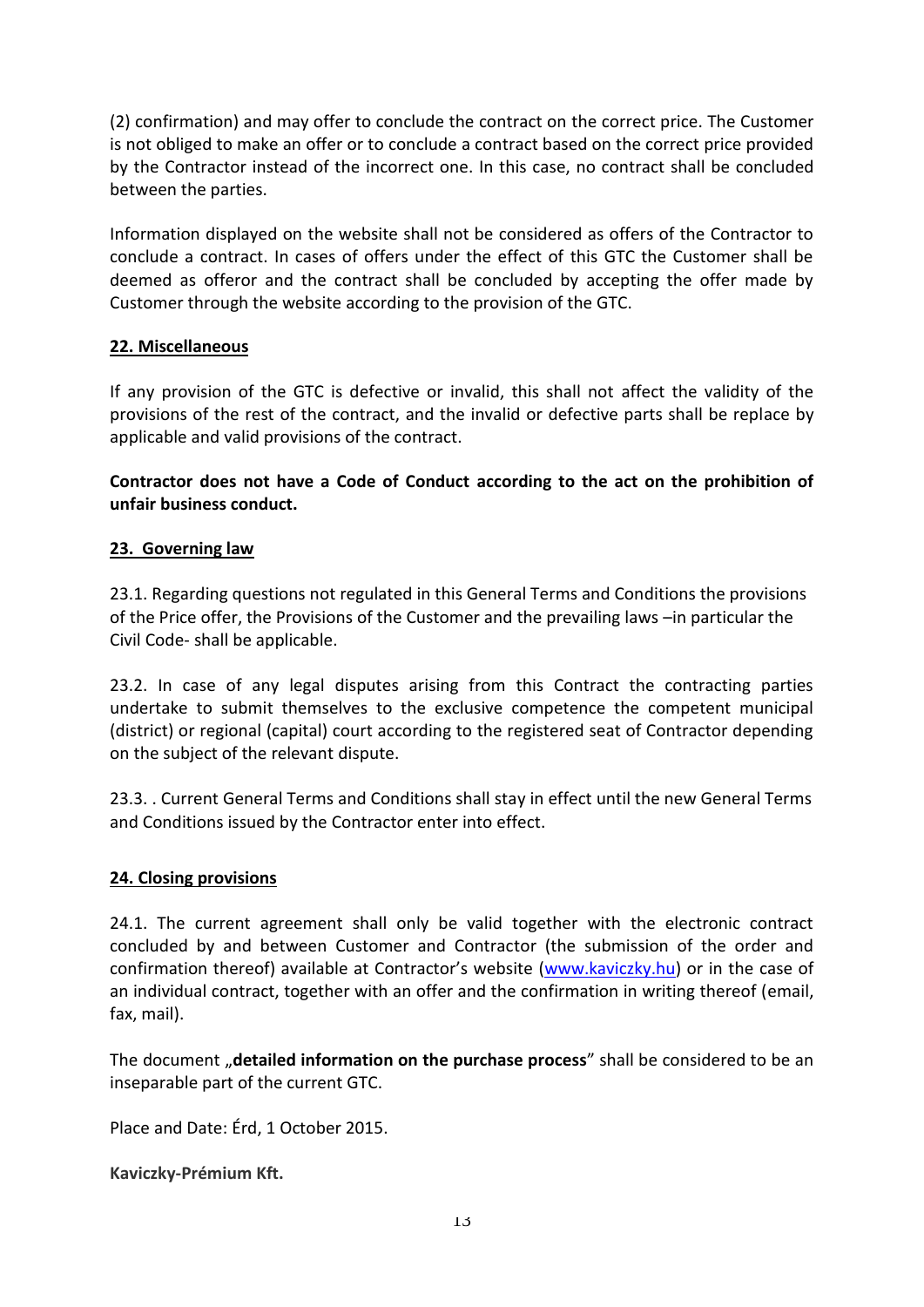(2) confirmation) and may offer to conclude the contract on the correct price. The Customer is not obliged to make an offer or to conclude a contract based on the correct price provided by the Contractor instead of the incorrect one. In this case, no contract shall be concluded between the parties.

Information displayed on the website shall not be considered as offers of the Contractor to conclude a contract. In cases of offers under the effect of this GTC the Customer shall be deemed as offeror and the contract shall be concluded by accepting the offer made by Customer through the website according to the provision of the GTC.

## 22. Miscellaneous

If any provision of the GTC is defective or invalid, this shall not affect the validity of the provisions of the rest of the contract, and the invalid or defective parts shall be replace by applicable and valid provisions of the contract.

**Contractor does not have a Code of Conduct according to the act on the prohibition of unfair business conduct.**

## 23. Governing law

23.1. Regarding questions not regulated in this General Terms and Conditions the provisions of the Price offer, the Provisions of the Customer and the prevailing laws –in particular the Civil Code- shall be applicable.

23.2. In case of any legal disputes arising from this Contract the contracting parties undertake to submit themselves to the exclusive competence the competent municipal (district) or regional (capital) court according to the registered seat of Contractor depending on the subject of the relevant dispute.

23.3. . Current General Terms and Conditions shall stay in effect until the new General Terms and Conditions issued by the Contractor enter into effect.

## 24. Closing provisions

24.1. The current agreement shall only be valid together with the electronic contract concluded by and between Customer and Contractor (the submission of the order and confirmation thereof) available at Contractor's website (www.kaviczky.hu) or in the case of an individual contract, together with an offer and the confirmation in writing thereof (email, fax, mail).

The document „**detailed information on the purchase process**" shall be considered to be an inseparable part of the current GTC.

Place and Date: Érd, 1 October 2015.

**Kaviczky-Prémium Kft.**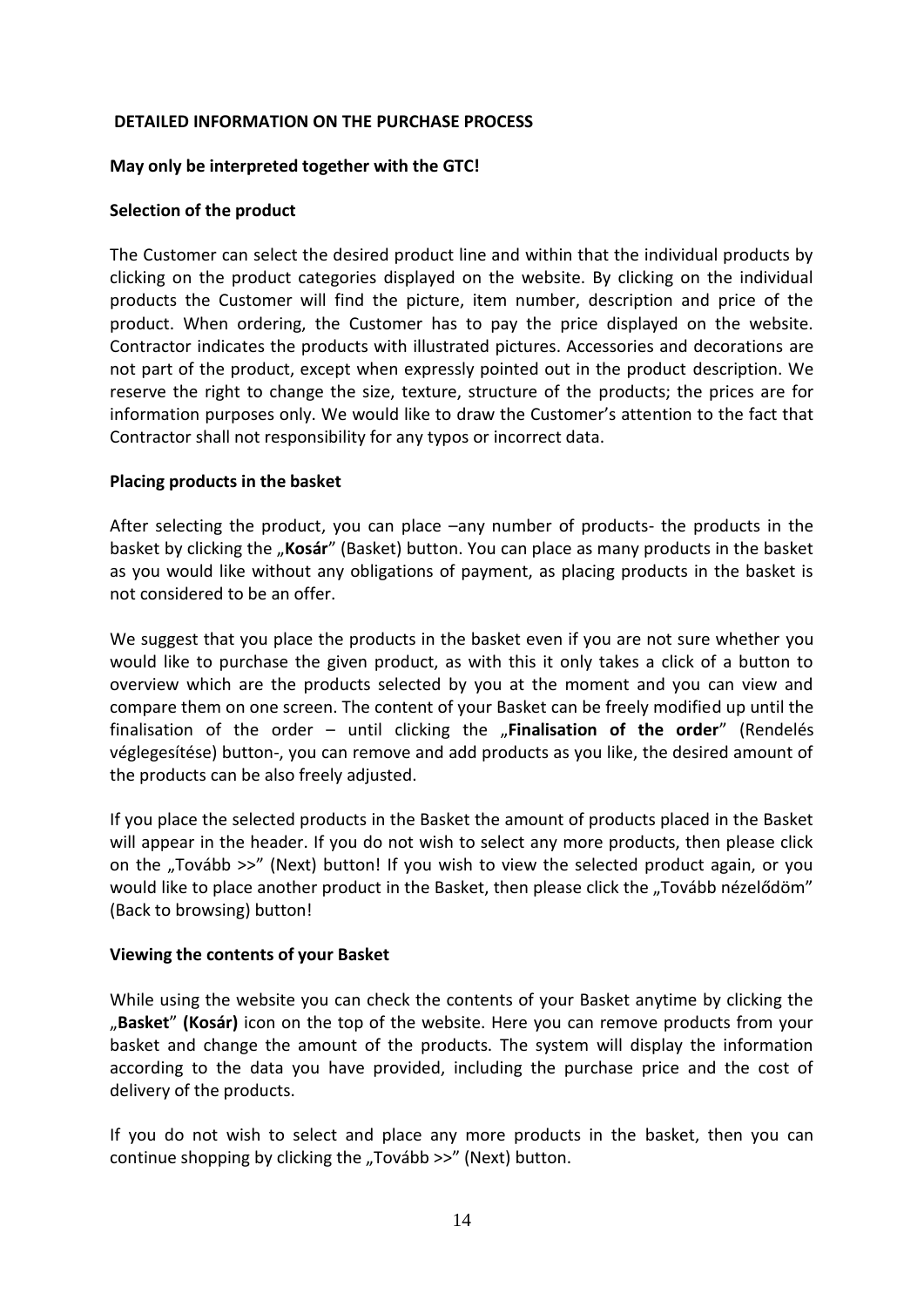## DETAILED INFORMATION ON THE PURCHASE PROCESS

**May only be interpreted together with the GTC!**

**Selection of the product**

The Customer can select the desired product line and within that the individual products by clicking on the product categories displayed on the website. By clicking on the individual products the Customer will find the picture, item number, description and price of the product. When ordering, the Customer has to pay the price displayed on the website. Contractor indicates the products with illustrated pictures. Accessories and decorations are not part of the product, except when expressly pointed out in the product description. We reserve the right to change the size, texture, structure of the products; the prices are for information purposes only. We would like to draw the Customer's attention to the fact that Contractor shall not responsibility for any typos or incorrect data.

**Placing products in the basket**

After selecting the product, you can place –any number of products- the products in the basket by clicking the „**Kosár**" (Basket) button. You can place as many products in the basket as you would like without any obligations of payment, as placing products in the basket is not considered to be an offer.

We suggest that you place the products in the basket even if you are not sure whether you would like to purchase the given product, as with this it only takes a click of a button to overview which are the products selected by you at the moment and you can view and compare them on one screen. The content of your Basket can be freely modified up until the finalisation of the order – until clicking the „**Finalisation of the order**" (Rendelés véglegesítése) button-, you can remove and add products as you like, the desired amount of the products can be also freely adjusted.

If you place the selected products in the Basket the amount of products placed in the Basket will appear in the header. If you do not wish to select any more products, then please click on the „Tovább >>" (Next) button! If you wish to view the selected product again, or you would like to place another product in the Basket, then please click the „Tovább nézelődöm" (Back to browsing) button!

**Viewing the contents of your Basket**

While using the website you can check the contents of your Basket anytime by clicking the „**Basket**" **(Kosár)** icon on the top of the website. Here you can remove products from your basket and change the amount of the products. The system will display the information according to the data you have provided, including the purchase price and the cost of delivery of the products.

If you do not wish to select and place any more products in the basket, then you can continue shopping by clicking the „Tovább >>" (Next) button.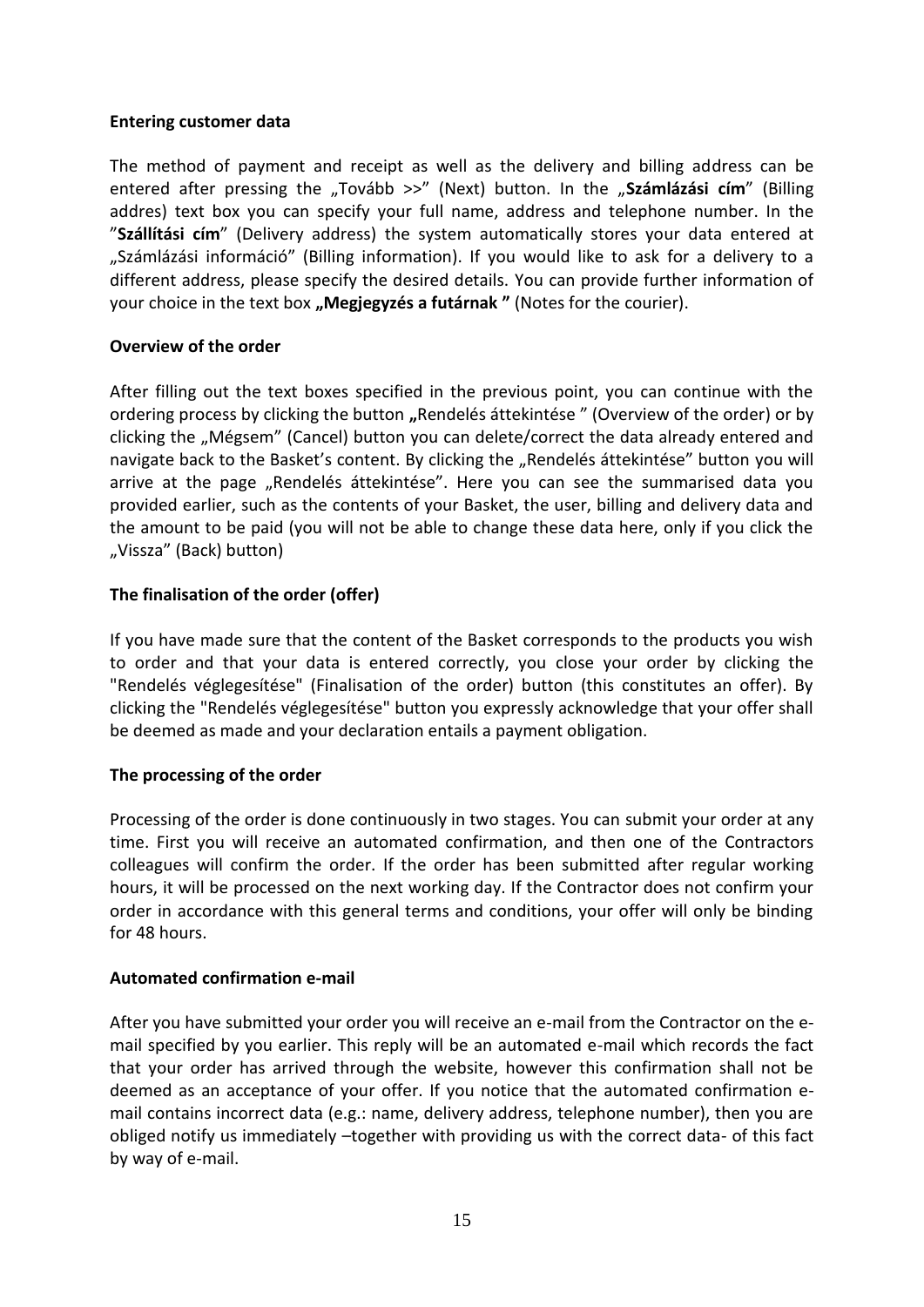**Entering customer data**

The method of payment and receipt as well as the delivery and billing address can be entered after pressing the „Tovább >>" (Next) button. In the „**Számlázási cím**" (Billing addres) text box you can specify your full name, address and telephone number. In the "**Szállítási cím**" (Delivery address) the system automatically stores your data entered at „Számlázási információ" (Billing information). If you would like to ask for a delivery to a different address, please specify the desired details. You can provide further information of your choice in the text box **„Megjegyzés a futárnak "** (Notes for the courier).

**Overview of the order**

After filling out the text boxes specified in the previous point, you can continue with the ordering process by clicking the button **„**Rendelés áttekintése " (Overview of the order) or by clicking the „Mégsem" (Cancel) button you can delete/correct the data already entered and navigate back to the Basket's content. By clicking the „Rendelés áttekintése" button you will arrive at the page „Rendelés áttekintése". Here you can see the summarised data you provided earlier, such as the contents of your Basket, the user, billing and delivery data and the amount to be paid (you will not be able to change these data here, only if you click the „Vissza" (Back) button)

**The finalisation of the order (offer)**

If you have made sure that the content of the Basket corresponds to the products you wish to order and that your data is entered correctly, you close your order by clicking the "Rendelés véglegesítése" (Finalisation of the order) button (this constitutes an offer). By clicking the "Rendelés véglegesítése" button you expressly acknowledge that your offer shall be deemed as made and your declaration entails a payment obligation.

**The processing of the order**

Processing of the order is done continuously in two stages. You can submit your order at any time. First you will receive an automated confirmation, and then one of the Contractors colleagues will confirm the order. If the order has been submitted after regular working hours, it will be processed on the next working day. If the Contractor does not confirm your order in accordance with this general terms and conditions, your offer will only be binding for 48 hours.

**Automated confirmation e-mail**

After you have submitted your order you will receive an e-mail from the Contractor on the e-mail specified by you earlier. This reply will be an automated e-mail which records the fact that your order has arrived through the website, however this confirmation shall not be deemed as an acceptance of your offer. If you notice that the automated confirmation e-mail contains incorrect data (e.g.: name, delivery address, telephone number), then you are obliged notify us immediately –together with providing us with the correct data- of this fact by way of e-mail.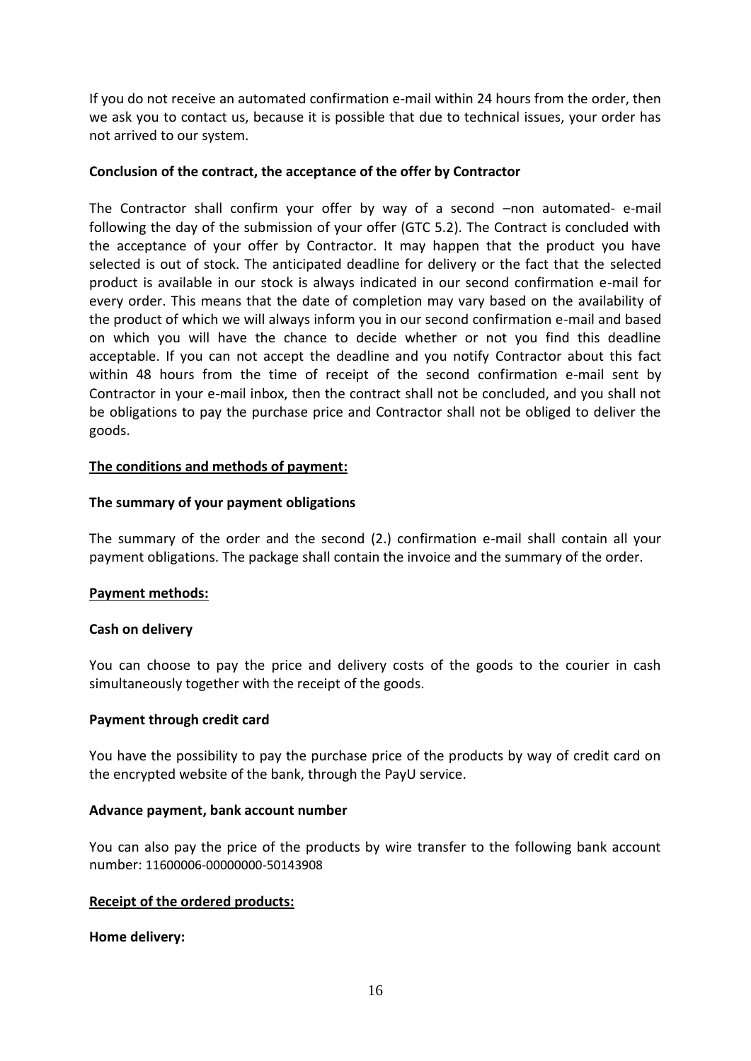If you do not receive an automated confirmation e-mail within 24 hours from the order, then we ask you to contact us, because it is possible that due to technical issues, your order has not arrived to our system.

**Conclusion of the contract, the acceptance of the offer by Contractor**

The Contractor shall confirm your offer by way of a second –non automated- e-mail following the day of the submission of your offer (GTC 5.2). The Contract is concluded with the acceptance of your offer by Contractor. It may happen that the product you have selected is out of stock. The anticipated deadline for delivery or the fact that the selected product is available in our stock is always indicated in our second confirmation e-mail for every order. This means that the date of completion may vary based on the availability of the product of which we will always inform you in our second confirmation e-mail and based on which you will have the chance to decide whether or not you find this deadline acceptable. If you can not accept the deadline and you notify Contractor about this fact within 48 hours from the time of receipt of the second confirmation e-mail sent by Contractor in your e-mail inbox, then the contract shall not be concluded, and you shall not be obligations to pay the purchase price and Contractor shall not be obliged to deliver the goods.

**The conditions and methods of payment:**

**The summary of your payment obligations**

The summary of the order and the second (2.) confirmation e-mail shall contain all your payment obligations. The package shall contain the invoice and the summary of the order.

**Payment methods:**

**Cash on delivery**

You can choose to pay the price and delivery costs of the goods to the courier in cash simultaneously together with the receipt of the goods.

**Payment through credit card**

You have the possibility to pay the purchase price of the products by way of credit card on the encrypted website of the bank, through the PayU service.

**Advance payment, bank account number**

You can also pay the price of the products by wire transfer to the following bank account number: 11600006-00000000-50143908

**Receipt of the ordered products:**

**Home delivery:**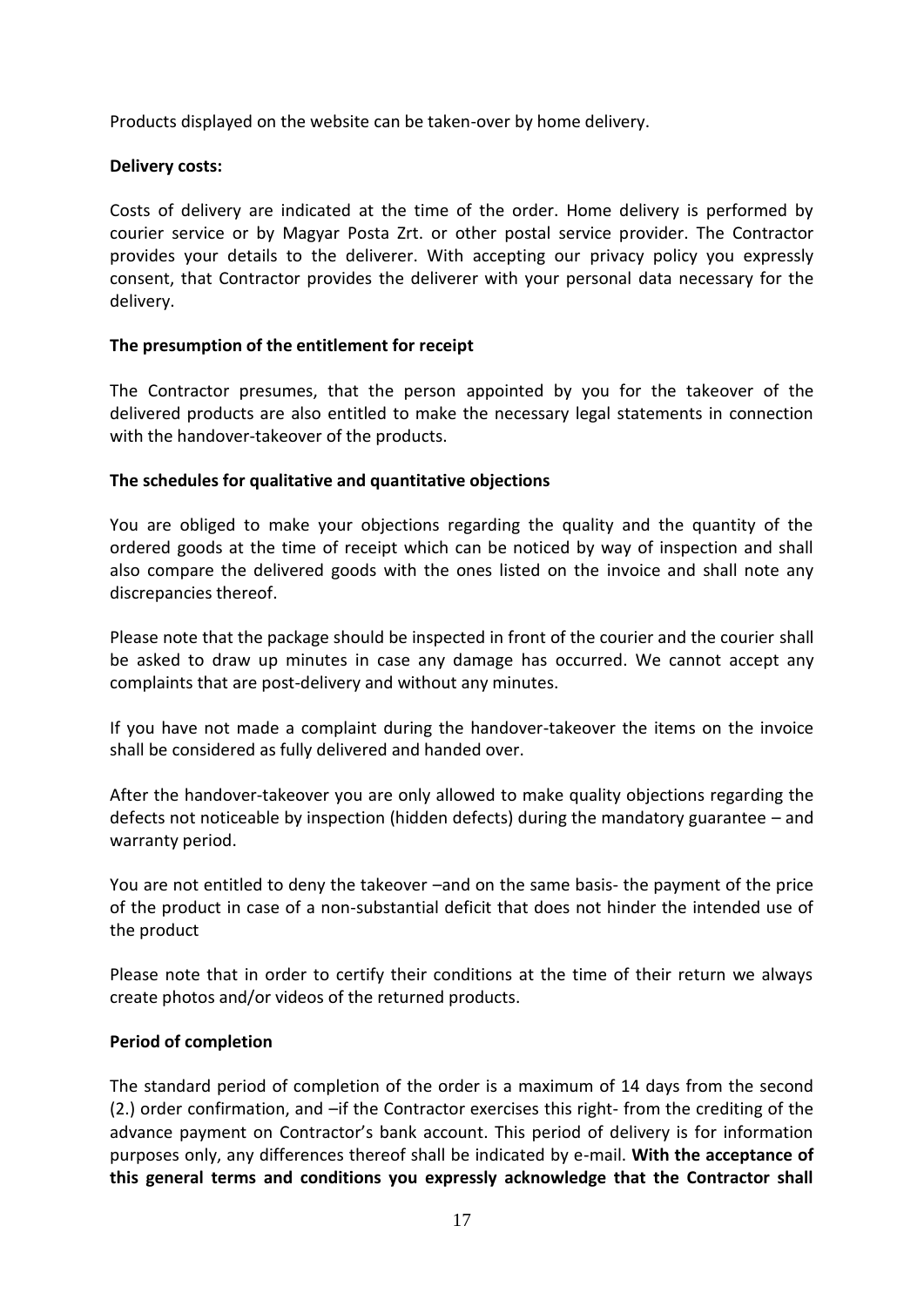Products displayed on the website can be taken-over by home delivery.

**Delivery costs:**

Costs of delivery are indicated at the time of the order. Home delivery is performed by courier service or by Magyar Posta Zrt. or other postal service provider. The Contractor provides your details to the deliverer. With accepting our privacy policy you expressly consent, that Contractor provides the deliverer with your personal data necessary for the delivery.

**The presumption of the entitlement for receipt**

The Contractor presumes, that the person appointed by you for the takeover of the delivered products are also entitled to make the necessary legal statements in connection with the handover-takeover of the products.

**The schedules for qualitative and quantitative objections**

You are obliged to make your objections regarding the quality and the quantity of the ordered goods at the time of receipt which can be noticed by way of inspection and shall also compare the delivered goods with the ones listed on the invoice and shall note any discrepancies thereof.

Please note that the package should be inspected in front of the courier and the courier shall be asked to draw up minutes in case any damage has occurred. We cannot accept any complaints that are post-delivery and without any minutes.

If you have not made a complaint during the handover-takeover the items on the invoice shall be considered as fully delivered and handed over.

After the handover-takeover you are only allowed to make quality objections regarding the defects not noticeable by inspection (hidden defects) during the mandatory guarantee – and warranty period.

You are not entitled to deny the takeover –and on the same basis- the payment of the price of the product in case of a non-substantial deficit that does not hinder the intended use of the product

Please note that in order to certify their conditions at the time of their return we always create photos and/or videos of the returned products.

**Period of completion**

The standard period of completion of the order is a maximum of 14 days from the second (2.) order confirmation, and –if the Contractor exercises this right- from the crediting of the advance payment on Contractor's bank account. This period of delivery is for information purposes only, any differences thereof shall be indicated by e-mail. **With the acceptance of this general terms and conditions you expressly acknowledge that the Contractor shall**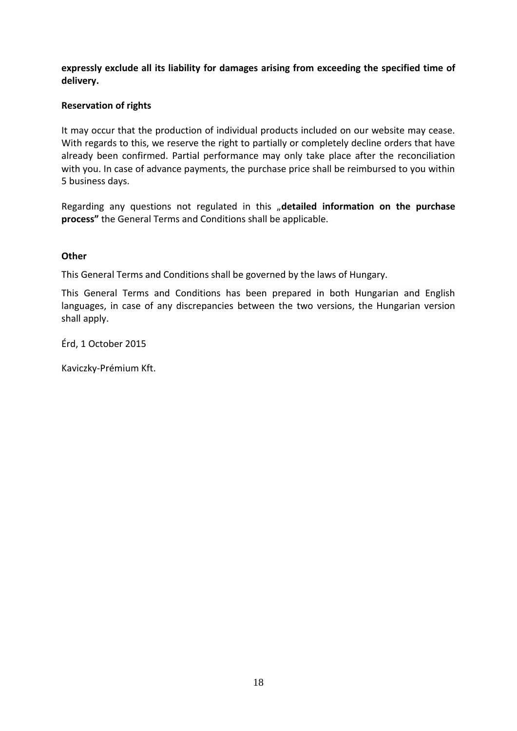**expressly exclude all its liability for damages arising from exceeding the specified time of delivery.**

**Reservation of rights**

It may occur that the production of individual products included on our website may cease. With regards to this, we reserve the right to partially or completely decline orders that have already been confirmed. Partial performance may only take place after the reconciliation with you. In case of advance payments, the purchase price shall be reimbursed to you within 5 business days.

Regarding any questions not regulated in this „**detailed information on the purchase process"** the General Terms and Conditions shall be applicable.

**Other**

This General Terms and Conditions shall be governed by the laws of Hungary.

This General Terms and Conditions has been prepared in both Hungarian and English languages, in case of any discrepancies between the two versions, the Hungarian version shall apply.

Érd, 1 October 2015

Kaviczky-Prémium Kft.